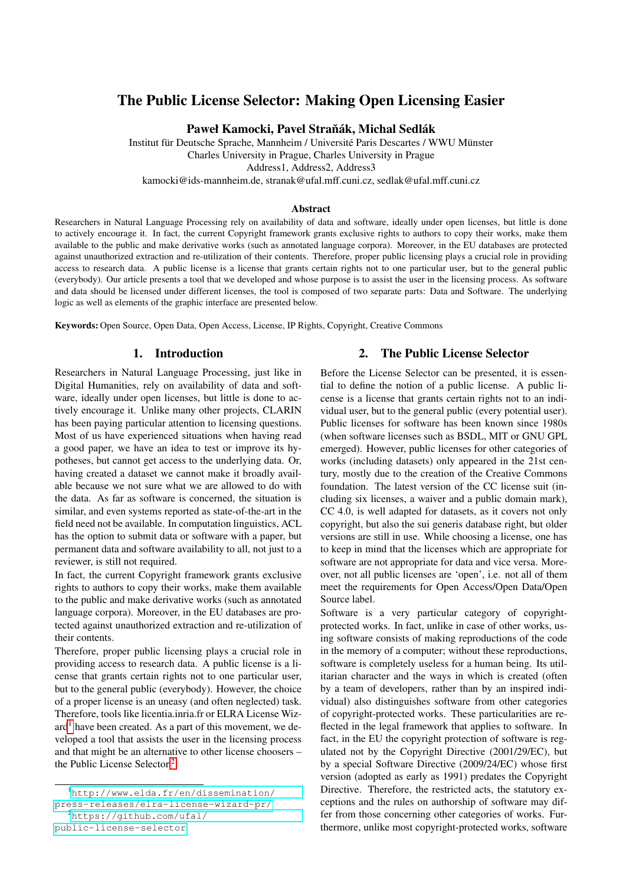# The Public License Selector: Making Open Licensing Easier

**Paweł Kamocki, Pavel Straňák, Michal Sedlák**

Institut für Deutsche Sprache, Mannheim / Université Paris Descartes / WWU Münster
Charles University in Prague, Charles University in Prague
Address1, Address2, Address3
kamocki@ids-mannheim.de, stranak@ufal.mff.cuni.cz, sedlak@ufal.mff.cuni.cz

### Abstract

Researchers in Natural Language Processing rely on availability of data and software, ideally under open licenses, but little is done to actively encourage it. In fact, the current Copyright framework grants exclusive rights to authors to copy their works, make them available to the public and make derivative works (such as annotated language corpora). Moreover, in the EU databases are protected against unauthorized extraction and re-utilization of their contents. Therefore, proper public licensing plays a crucial role in providing access to research data. A public license is a license that grants certain rights not to one particular user, but to the general public (everybody). Our article presents a tool that we developed and whose purpose is to assist the user in the licensing process. As software and data should be licensed under different licenses, the tool is composed of two separate parts: Data and Software. The underlying logic as well as elements of the graphic interface are presented below.

**Keywords:** Open Source, Open Data, Open Access, License, IP Rights, Copyright, Creative Commons

## 1. Introduction

Researchers in Natural Language Processing, just like in Digital Humanities, rely on availability of data and software, ideally under open licenses, but little is done to actively encourage it. Unlike many other projects, CLARIN has been paying particular attention to licensing questions. Most of us have experienced situations when having read a good paper, we have an idea to test or improve its hypotheses, but cannot get access to the underlying data. Or, having created a dataset we cannot make it broadly available because we not sure what we are allowed to do with the data. As far as software is concerned, the situation is similar, and even systems reported as state-of-the-art in the field need not be available. In computation linguistics, ACL has the option to submit data or software with a paper, but permanent data and software availability to all, not just to a reviewer, is still not required.

In fact, the current Copyright framework grants exclusive rights to authors to copy their works, make them available to the public and make derivative works (such as annotated language corpora). Moreover, in the EU databases are protected against unauthorized extraction and re-utilization of their contents.

Therefore, proper public licensing plays a crucial role in providing access to research data. A public license is a license that grants certain rights not to one particular user, but to the general public (everybody). However, the choice of a proper license is an uneasy (and often neglected) task. Therefore, tools like licentia.inria.fr or ELRA License Wizard[1] have been created. As a part of this movement, we developed a tool that assists the user in the licensing process and that might be an alternative to other license choosers – the Public License Selector[2].

[1] http://www.elda.fr/en/dissemination/press-releases/elra-license-wizard-pr/

[2] https://github.com/ufal/public-license-selector

## 2. The Public License Selector

Before the License Selector can be presented, it is essential to define the notion of a public license. A public license is a license that grants certain rights not to an individual user, but to the general public (every potential user). Public licenses for software has been known since 1980s (when software licenses such as BSDL, MIT or GNU GPL emerged). However, public licenses for other categories of works (including datasets) only appeared in the 21st century, mostly due to the creation of the Creative Commons foundation. The latest version of the CC license suit (including six licenses, a waiver and a public domain mark), CC 4.0, is well adapted for datasets, as it covers not only copyright, but also the sui generis database right, but older versions are still in use. While choosing a license, one has to keep in mind that the licenses which are appropriate for software are not appropriate for data and vice versa. Moreover, not all public licenses are 'open', i.e. not all of them meet the requirements for Open Access/Open Data/Open Source label.

Software is a very particular category of copyright-protected works. In fact, unlike in case of other works, using software consists of making reproductions of the code in the memory of a computer; without these reproductions, software is completely useless for a human being. Its utilitarian character and the ways in which is created (often by a team of developers, rather than by an inspired individual) also distinguishes software from other categories of copyright-protected works. These particularities are reflected in the legal framework that applies to software. In fact, in the EU the copyright protection of software is regulated not by the Copyright Directive (2001/29/EC), but by a special Software Directive (2009/24/EC) whose first version (adopted as early as 1991) predates the Copyright Directive. Therefore, the restricted acts, the statutory exceptions and the rules on authorship of software may differ from those concerning other categories of works. Furthermore, unlike most copyright-protected works, software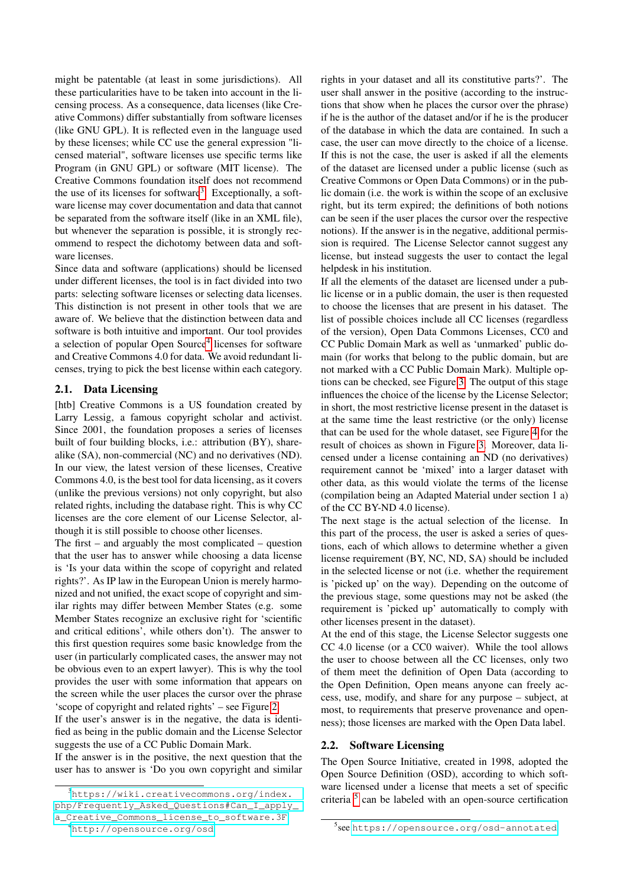might be patentable (at least in some jurisdictions). All these particularities have to be taken into account in the licensing process. As a consequence, data licenses (like Creative Commons) differ substantially from software licenses (like GNU GPL). It is reflected even in the language used by these licenses; while CC use the general expression "licensed material", software licenses use specific terms like Program (in GNU GPL) or software (MIT license). The Creative Commons foundation itself does not recommend the use of its licenses for software[3]. Exceptionally, a software license may cover documentation and data that cannot be separated from the software itself (like in an XML file), but whenever the separation is possible, it is strongly recommend to respect the dichotomy between data and software licenses.

Since data and software (applications) should be licensed under different licenses, the tool is in fact divided into two parts: selecting software licenses or selecting data licenses. This distinction is not present in other tools that we are aware of. We believe that the distinction between data and software is both intuitive and important. Our tool provides a selection of popular Open Source[4] licenses for software and Creative Commons 4.0 for data. We avoid redundant licenses, trying to pick the best license within each category.

## 2.1. Data Licensing

[htb] Creative Commons is a US foundation created by Larry Lessig, a famous copyright scholar and activist. Since 2001, the foundation proposes a series of licenses built of four building blocks, i.e.: attribution (BY), share-alike (SA), non-commercial (NC) and no derivatives (ND). In our view, the latest version of these licenses, Creative Commons 4.0, is the best tool for data licensing, as it covers (unlike the previous versions) not only copyright, but also related rights, including the database right. This is why CC licenses are the core element of our License Selector, although it is still possible to choose other licenses.

The first – and arguably the most complicated – question that the user has to answer while choosing a data license is 'Is your data within the scope of copyright and related rights?'. As IP law in the European Union is merely harmonized and not unified, the exact scope of copyright and similar rights may differ between Member States (e.g. some Member States recognize an exclusive right for 'scientific and critical editions', while others don't). The answer to this first question requires some basic knowledge from the user (in particularly complicated cases, the answer may not be obvious even to an expert lawyer). This is why the tool provides the user with some information that appears on the screen while the user places the cursor over the phrase 'scope of copyright and related rights' – see Figure 2.

If the user's answer is in the negative, the data is identified as being in the public domain and the License Selector suggests the use of a CC Public Domain Mark.

If the answer is in the positive, the next question that the user has to answer is 'Do you own copyright and similar rights in your dataset and all its constitutive parts?'. The user shall answer in the positive (according to the instructions that show when he places the cursor over the phrase) if he is the author of the dataset and/or if he is the producer of the database in which the data are contained. In such a case, the user can move directly to the choice of a license. If this is not the case, the user is asked if all the elements of the dataset are licensed under a public license (such as Creative Commons or Open Data Commons) or in the public domain (i.e. the work is within the scope of an exclusive right, but its term expired; the definitions of both notions can be seen if the user places the cursor over the respective notions). If the answer is in the negative, additional permission is required. The License Selector cannot suggest any license, but instead suggests the user to contact the legal helpdesk in his institution.

If all the elements of the dataset are licensed under a public license or in a public domain, the user is then requested to choose the licenses that are present in his dataset. The list of possible choices include all CC licenses (regardless of the version), Open Data Commons Licenses, CC0 and CC Public Domain Mark as well as 'unmarked' public domain (for works that belong to the public domain, but are not marked with a CC Public Domain Mark). Multiple options can be checked, see Figure 3. The output of this stage influences the choice of the license by the License Selector; in short, the most restrictive license present in the dataset is at the same time the least restrictive (or the only) license that can be used for the whole dataset, see Figure 4 for the result of choices as shown in Figure 3. Moreover, data licensed under a license containing an ND (no derivatives) requirement cannot be 'mixed' into a larger dataset with other data, as this would violate the terms of the license (compilation being an Adapted Material under section 1 a) of the CC BY-ND 4.0 license).

The next stage is the actual selection of the license. In this part of the process, the user is asked a series of questions, each of which allows to determine whether a given license requirement (BY, NC, ND, SA) should be included in the selected license or not (i.e. whether the requirement is 'picked up' on the way). Depending on the outcome of the previous stage, some questions may not be asked (the requirement is 'picked up' automatically to comply with other licenses present in the dataset).

At the end of this stage, the License Selector suggests one CC 4.0 license (or a CC0 waiver). While the tool allows the user to choose between all the CC licenses, only two of them meet the definition of Open Data (according to the Open Definition, Open means anyone can freely access, use, modify, and share for any purpose – subject, at most, to requirements that preserve provenance and openness); those licenses are marked with the Open Data label.

## 2.2. Software Licensing

The Open Source Initiative, created in 1998, adopted the Open Source Definition (OSD), according to which software licensed under a license that meets a set of specific criteria [5] can be labeled with an open-source certification

[3] https://wiki.creativecommons.org/index.php/Frequently_Asked_Questions#Can_I_apply_a_Creative_Commons_license_to_software.3F

[4] http://opensource.org/osd

[5] see https://opensource.org/osd-annotated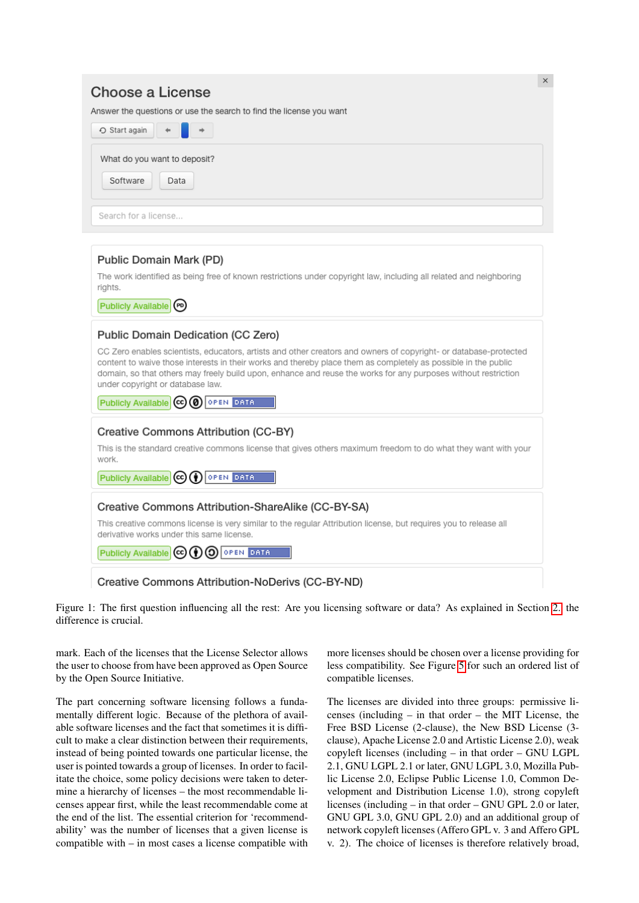Choose a License

Answer the questions or use the search to find the license you want

Start again

What do you want to deposit?

Software Data

Search for a license...

Public Domain Mark (PD)

The work identified as being free of known restrictions under copyright law, including all related and neighboring rights.

Publicly Available

Public Domain Dedication (CC Zero)

CC Zero enables scientists, educators, artists and other creators and owners of copyright- or database-protected content to waive those interests in their works and thereby place them as completely as possible in the public domain, so that others may freely build upon, enhance and reuse the works for any purposes without restriction under copyright or database law.

Publicly Available OPEN DATA

Creative Commons Attribution (CC-BY)

This is the standard creative commons license that gives others maximum freedom to do what they want with your work.

Publicly Available OPEN DATA

Creative Commons Attribution-ShareAlike (CC-BY-SA)

This creative commons license is very similar to the regular Attribution license, but requires you to release all derivative works under this same license.

Publicly Available OPEN DATA

Creative Commons Attribution-NoDerivs (CC-BY-ND)

Figure 1: The first question influencing all the rest: Are you licensing software or data? As explained in Section 2., the difference is crucial.

mark. Each of the licenses that the License Selector allows the user to choose from have been approved as Open Source by the Open Source Initiative.

The part concerning software licensing follows a fundamentally different logic. Because of the plethora of available software licenses and the fact that sometimes it is difficult to make a clear distinction between their requirements, instead of being pointed towards one particular license, the user is pointed towards a group of licenses. In order to facilitate the choice, some policy decisions were taken to determine a hierarchy of licenses – the most recommendable licenses appear first, while the least recommendable come at the end of the list. The essential criterion for 'recommendability' was the number of licenses that a given license is compatible with – in most cases a license compatible with more licenses should be chosen over a license providing for less compatibility. See Figure 5 for such an ordered list of compatible licenses.

The licenses are divided into three groups: permissive licenses (including – in that order – the MIT License, the Free BSD License (2-clause), the New BSD License (3-clause), Apache License 2.0 and Artistic License 2.0), weak copyleft licenses (including – in that order – GNU LGPL 2.1, GNU LGPL 2.1 or later, GNU LGPL 3.0, Mozilla Public License 2.0, Eclipse Public License 1.0, Common Development and Distribution License 1.0), strong copyleft licenses (including – in that order – GNU GPL 2.0 or later, GNU GPL 3.0, GNU GPL 2.0) and an additional group of network copyleft licenses (Affero GPL v. 3 and Affero GPL v. 2). The choice of licenses is therefore relatively broad,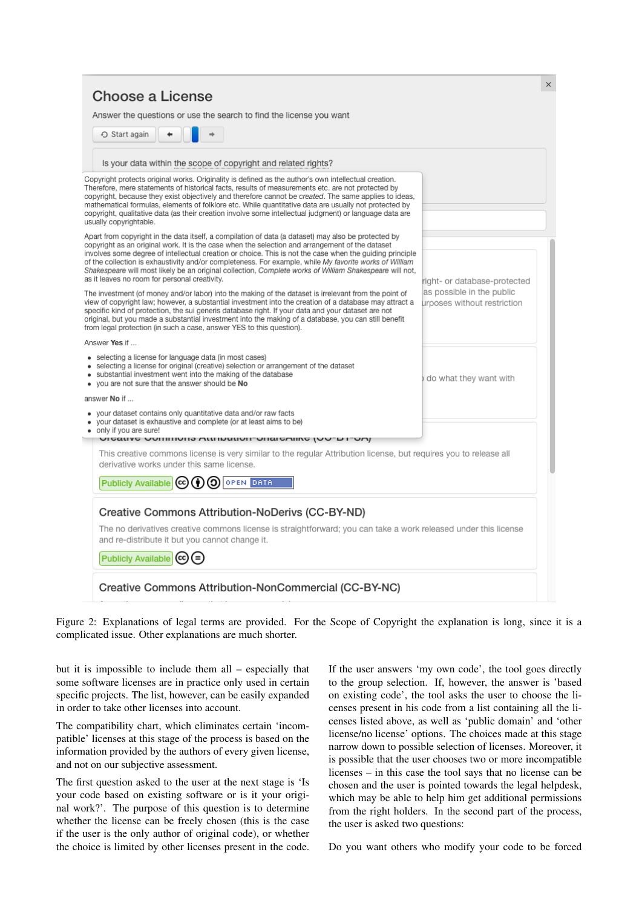Figure 2: Explanations of legal terms are provided. For the Scope of Copyright the explanation is long, since it is a complicated issue. Other explanations are much shorter.

but it is impossible to include them all – especially that some software licenses are in practice only used in certain specific projects. The list, however, can be easily expanded in order to take other licenses into account.

The compatibility chart, which eliminates certain 'incompatible' licenses at this stage of the process is based on the information provided by the authors of every given license, and not on our subjective assessment.

The first question asked to the user at the next stage is 'Is your code based on existing software or is it your original work?'. The purpose of this question is to determine whether the license can be freely chosen (this is the case if the user is the only author of original code), or whether the choice is limited by other licenses present in the code. If the user answers 'my own code', the tool goes directly to the group selection. If, however, the answer is 'based on existing code', the tool asks the user to choose the licenses present in his code from a list containing all the licenses listed above, as well as 'public domain' and 'other license/no license' options. The choices made at this stage narrow down to possible selection of licenses. Moreover, it is possible that the user chooses two or more incompatible licenses – in this case the tool says that no license can be chosen and the user is pointed towards the legal helpdesk, which may be able to help him get additional permissions from the right holders. In the second part of the process, the user is asked two questions:

Do you want others who modify your code to be forced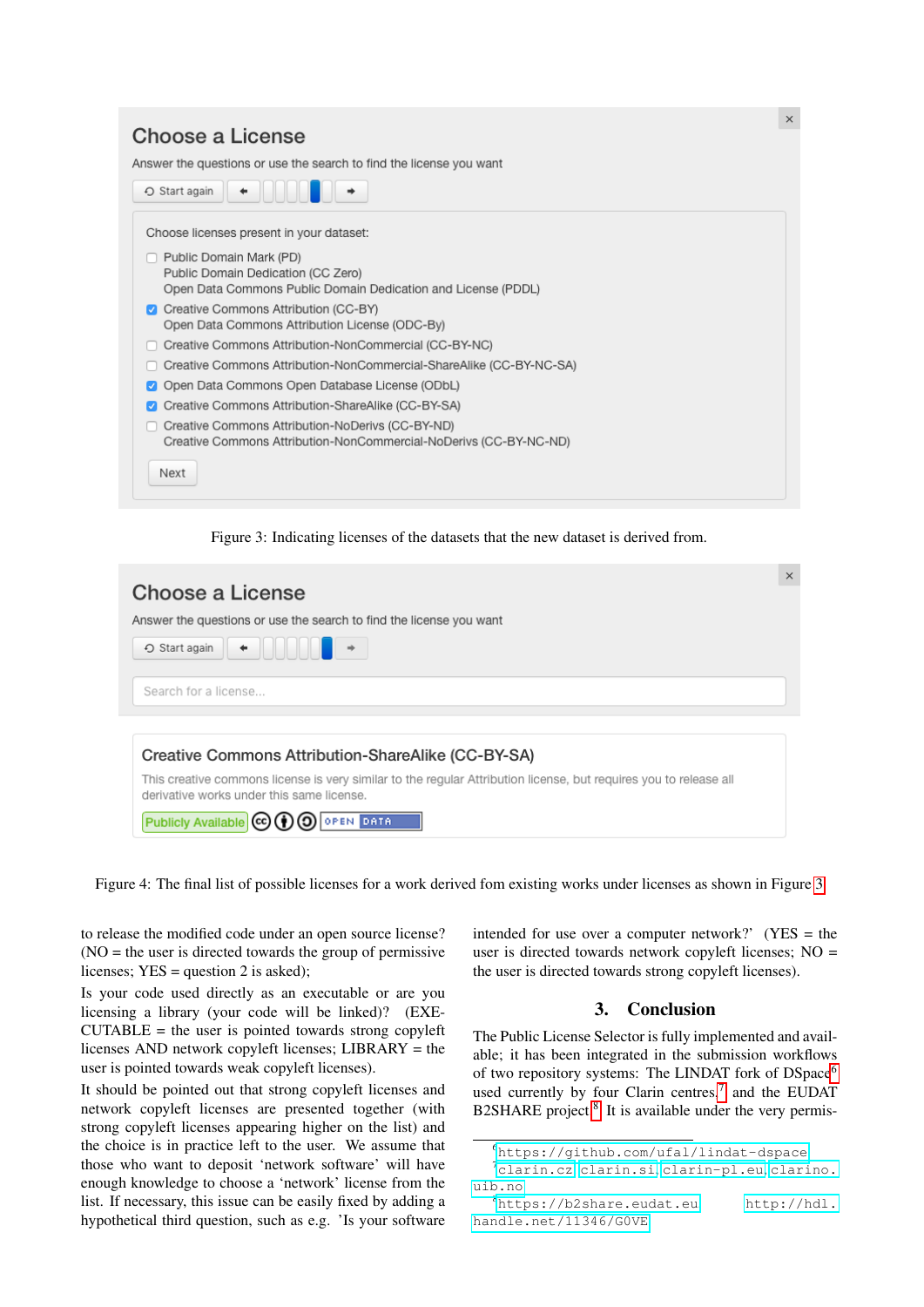Choose a License

Answer the questions or use the search to find the license you want

Start again

Choose licenses present in your dataset:

- [ ] Public Domain Mark (PD)
  Public Domain Dedication (CC Zero)
  Open Data Commons Public Domain Dedication and License (PDDL)
- [x] Creative Commons Attribution (CC-BY)
  Open Data Commons Attribution License (ODC-By)
- [ ] Creative Commons Attribution-NonCommercial (CC-BY-NC)
- [ ] Creative Commons Attribution-NonCommercial-ShareAlike (CC-BY-NC-SA)
- [x] Open Data Commons Open Database License (ODbL)
- [x] Creative Commons Attribution-ShareAlike (CC-BY-SA)
- [ ] Creative Commons Attribution-NoDerivs (CC-BY-ND)
  Creative Commons Attribution-NonCommercial-NoDerivs (CC-BY-NC-ND)

Next

Figure 3: Indicating licenses of the datasets that the new dataset is derived from.

Choose a License

Answer the questions or use the search to find the license you want

Start again

Search for a license...

Creative Commons Attribution-ShareAlike (CC-BY-SA)

This creative commons license is very similar to the regular Attribution license, but requires you to release all derivative works under this same license.

Publicly Available | OPEN DATA

Figure 4: The final list of possible licenses for a work derived fom existing works under licenses as shown in Figure 3

to release the modified code under an open source license? (NO = the user is directed towards the group of permissive licenses; YES = question 2 is asked);

Is your code used directly as an executable or are you licensing a library (your code will be linked)? (EXECUTABLE = the user is pointed towards strong copyleft licenses AND network copyleft licenses; LIBRARY = the user is pointed towards weak copyleft licenses).

It should be pointed out that strong copyleft licenses and network copyleft licenses are presented together (with strong copyleft licenses appearing higher on the list) and the choice is in practice left to the user. We assume that those who want to deposit 'network software' will have enough knowledge to choose a 'network' license from the list. If necessary, this issue can be easily fixed by adding a hypothetical third question, such as e.g. 'Is your software intended for use over a computer network?' (YES = the user is directed towards network copyleft licenses; NO = the user is directed towards strong copyleft licenses).

## 3. Conclusion

The Public License Selector is fully implemented and available; it has been integrated in the submission workflows of two repository systems: The LINDAT fork of DSpace[6] used currently by four Clarin centres,[7] and the EUDAT B2SHARE project.[8] It is available under the very permis-

[6] https://github.com/ufal/lindat-dspace

[7] clarin.cz, clarin.si, clarin-pl.eu, clarino.uib.no

[8] https://b2share.eudat.eu http://hdl.handle.net/11346/G0VE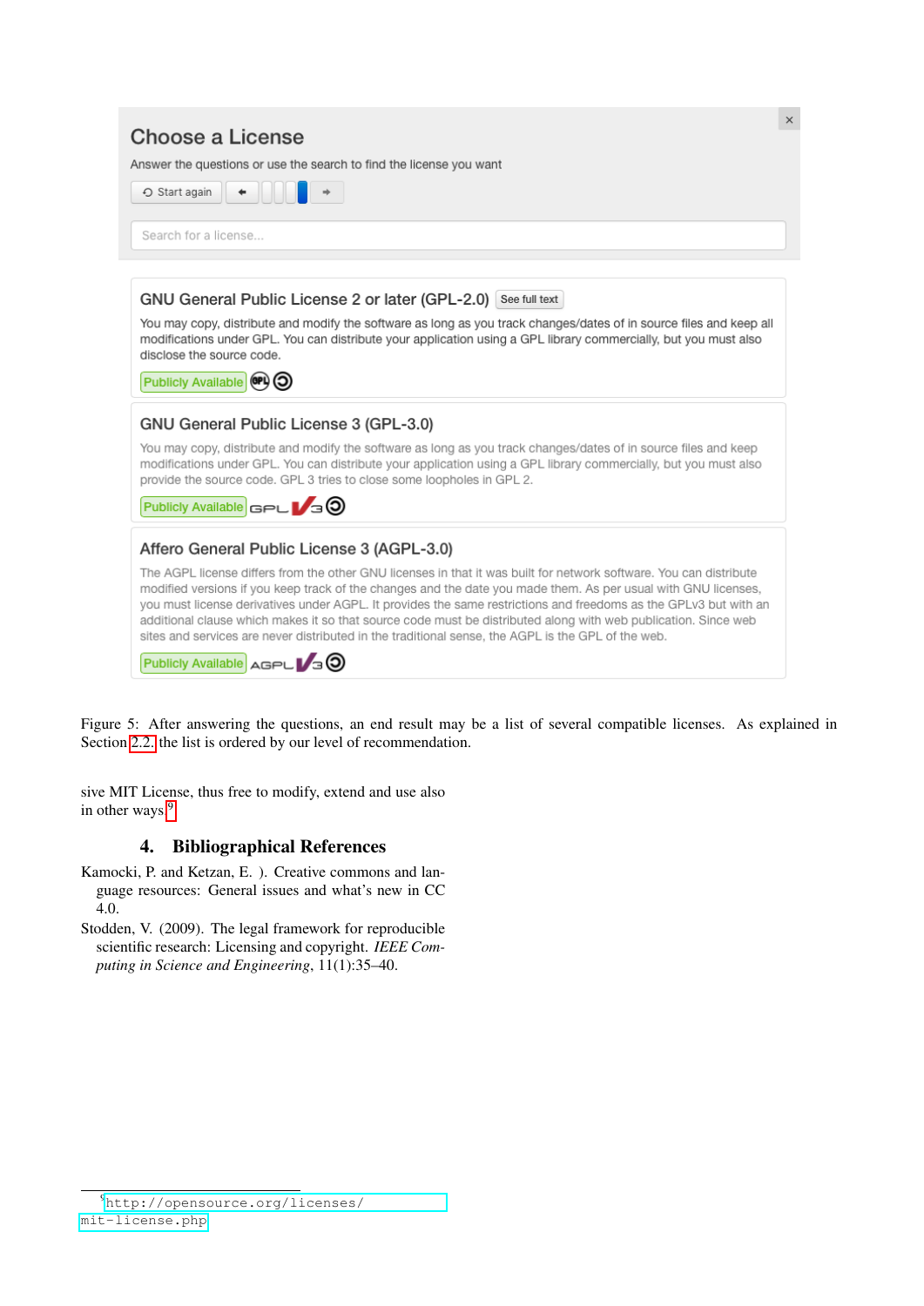Choose a License

Answer the questions or use the search to find the license you want

Start again

Search for a license...

GNU General Public License 2 or later (GPL-2.0) See full text

You may copy, distribute and modify the software as long as you track changes/dates of in source files and keep all modifications under GPL. You can distribute your application using a GPL library commercially, but you must also disclose the source code.

Publicly Available

GNU General Public License 3 (GPL-3.0)

You may copy, distribute and modify the software as long as you track changes/dates of in source files and keep modifications under GPL. You can distribute your application using a GPL library commercially, but you must also provide the source code. GPL 3 tries to close some loopholes in GPL 2.

Publicly Available

Affero General Public License 3 (AGPL-3.0)

The AGPL license differs from the other GNU licenses in that it was built for network software. You can distribute modified versions if you keep track of the changes and the date you made them. As per usual with GNU licenses, you must license derivatives under AGPL. It provides the same restrictions and freedoms as the GPLv3 but with an additional clause which makes it so that source code must be distributed along with web publication. Since web sites and services are never distributed in the traditional sense, the AGPL is the GPL of the web.

Publicly Available

Figure 5: After answering the questions, an end result may be a list of several compatible licenses. As explained in Section 2.2. the list is ordered by our level of recommendation.

sive MIT License, thus free to modify, extend and use also in other ways.[9]

## 4. Bibliographical References

Kamocki, P. and Ketzan, E. ). Creative commons and language resources: General issues and what's new in CC 4.0.

Stodden, V. (2009). The legal framework for reproducible scientific research: Licensing and copyright. *IEEE Computing in Science and Engineering*, 11(1):35–40.

[9] http://opensource.org/licenses/mit-license.php